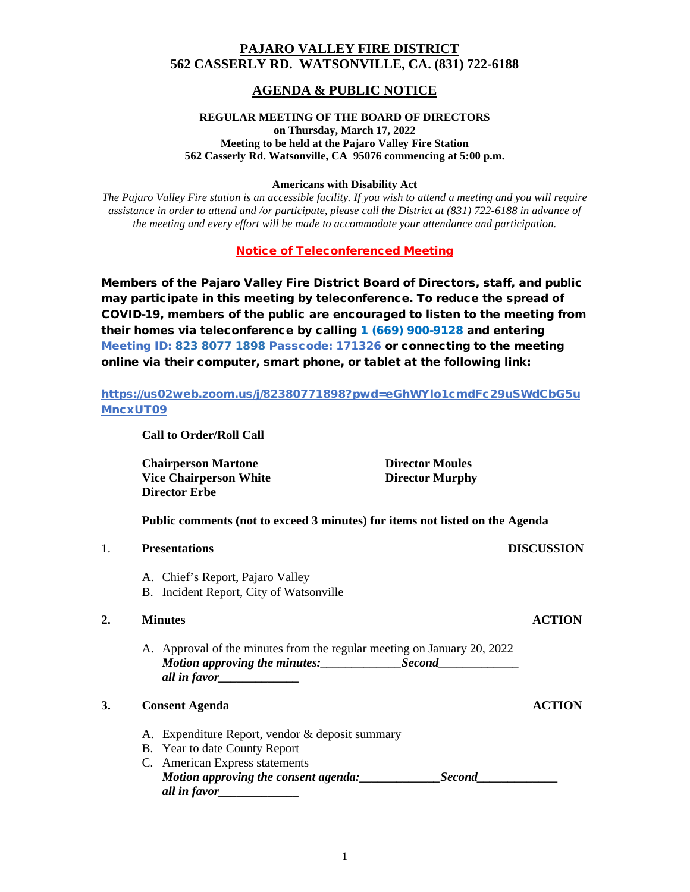# PAJARO VALLEY FIRE DISTRICT

**562 CASSERLY RD. WATSONVILLE, CA. (831) 722-6188**

## AGENDA & PUBLIC NOTICE

**REGULAR MEETING OF THE BOARD OF DIRECTORS**
**on Thursday, March 17, 2022**
**Meeting to be held at the Pajaro Valley Fire Station**
**562 Casserly Rd. Watsonville, CA 95076 commencing at 5:00 p.m.**

**Americans with Disability Act**

*The Pajaro Valley Fire station is an accessible facility. If you wish to attend a meeting and you will require assistance in order to attend and /or participate, please call the District at (831) 722-6188 in advance of the meeting and every effort will be made to accommodate your attendance and participation.*

**Notice of Teleconferenced Meeting**

**Members of the Pajaro Valley Fire District Board of Directors, staff, and public may participate in this meeting by teleconference. To reduce the spread of COVID-19, members of the public are encouraged to listen to the meeting from their homes via teleconference by calling 1 (669) 900-9128 and entering Meeting ID: 823 8077 1898 Passcode: 171326 or connecting to the meeting online via their computer, smart phone, or tablet at the following link:**

https://us02web.zoom.us/j/82380771898?pwd=eGhWYlo1cmdFc29uSWdCbG5uMncxUT09

**Call to Order/Roll Call**

**Chairperson Martone**
**Vice Chairperson White**
**Director Erbe**
**Director Moules**
**Director Murphy**

**Public comments (not to exceed 3 minutes) for items not listed on the Agenda**

1. **Presentations** — **DISCUSSION**
   - A. Chief's Report, Pajaro Valley
   - B. Incident Report, City of Watsonville

2. **Minutes** — **ACTION**
   - A. Approval of the minutes from the regular meeting on January 20, 2022
     ***Motion approving the minutes:_____________Second_____________***
     ***all in favor_____________***

3. **Consent Agenda** — **ACTION**
   - A. Expenditure Report, vendor & deposit summary
   - B. Year to date County Report
   - C. American Express statements
     ***Motion approving the consent agenda:_____________Second_____________***
     ***all in favor_____________***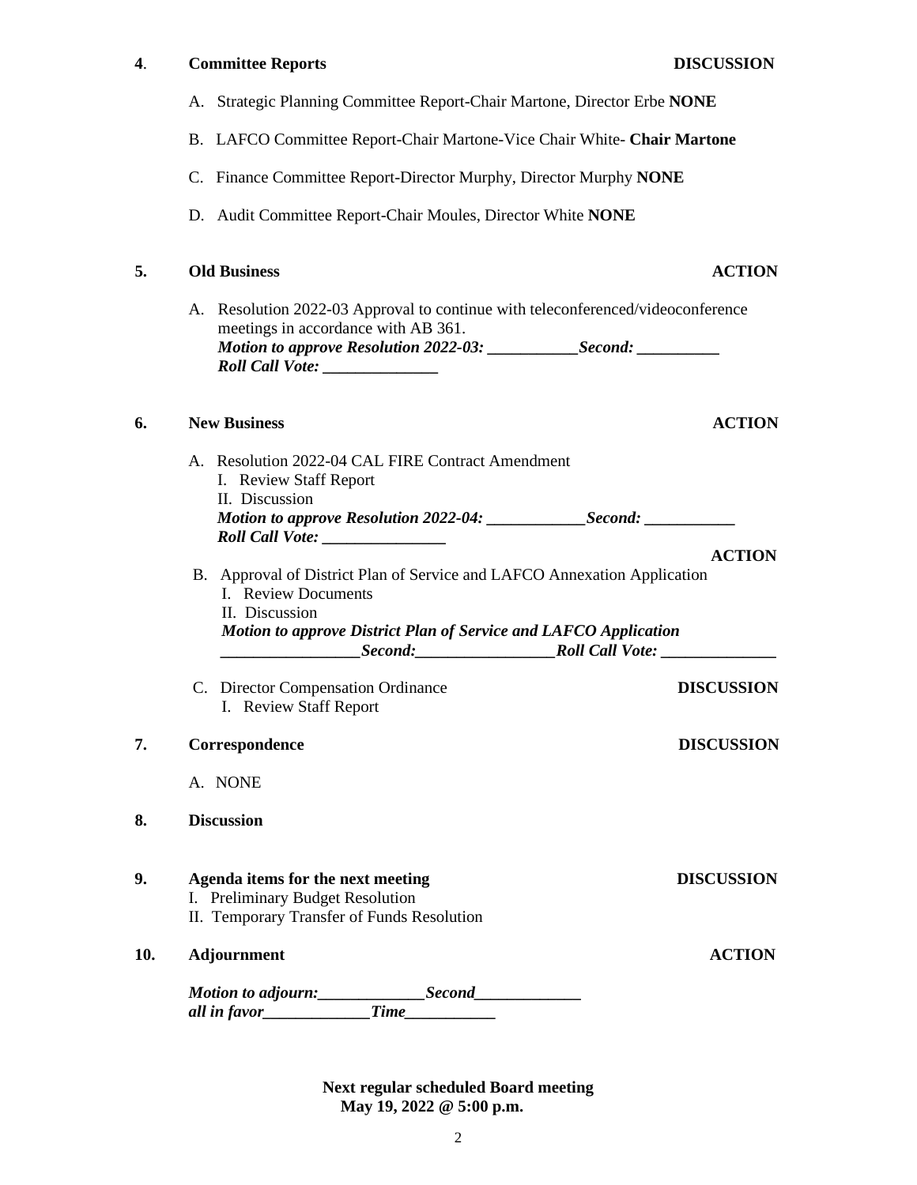**4. Committee Reports** **DISCUSSION**

A. Strategic Planning Committee Report-Chair Martone, Director Erbe **NONE**

B. LAFCO Committee Report-Chair Martone-Vice Chair White- **Chair Martone**

C. Finance Committee Report-Director Murphy, Director Murphy **NONE**

D. Audit Committee Report-Chair Moules, Director White **NONE**

**5. Old Business** **ACTION**

A. Resolution 2022-03 Approval to continue with teleconferenced/videoconference meetings in accordance with AB 361.
***Motion to approve Resolution 2022-03: ___________Second: __________***
***Roll Call Vote: ______________***

**6. New Business** **ACTION**

A. Resolution 2022-04 CAL FIRE Contract Amendment
I. Review Staff Report
II. Discussion
***Motion to approve Resolution 2022-04: ____________Second: ___________***
***Roll Call Vote: _______________***

**ACTION**

B. Approval of District Plan of Service and LAFCO Annexation Application
I. Review Documents
II. Discussion
***Motion to approve District Plan of Service and LAFCO Application***
***_________________Second:_________________Roll Call Vote: ______________***

C. Director Compensation Ordinance **DISCUSSION**
I. Review Staff Report

**7. Correspondence** **DISCUSSION**

A. NONE

**8. Discussion**

**9. Agenda items for the next meeting** **DISCUSSION**
I. Preliminary Budget Resolution
II. Temporary Transfer of Funds Resolution

**10. Adjournment** **ACTION**

***Motion to adjourn:_____________Second_____________***
***all in favor_____________Time___________***

**Next regular scheduled Board meeting**
**May 19, 2022 @ 5:00 p.m.**